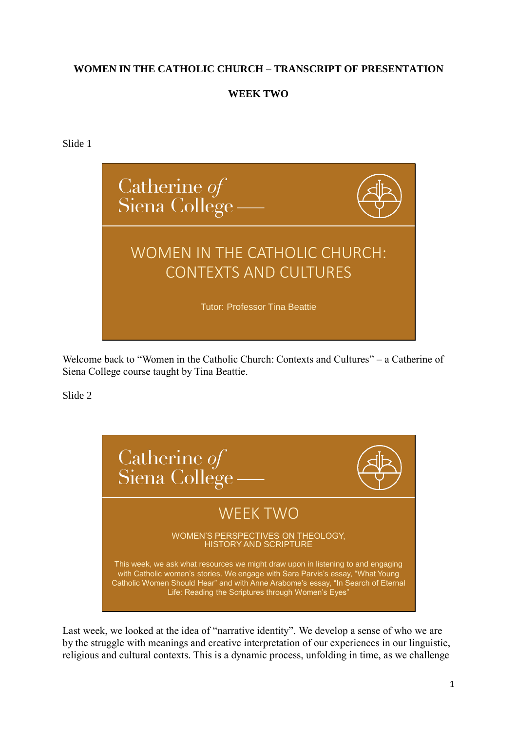**WOMEN IN THE CATHOLIC CHURCH – TRANSCRIPT OF PRESENTATION**

**WEEK TWO**

Slide 1

Catherine of Siena College

WOMEN IN THE CATHOLIC CHURCH: CONTEXTS AND CULTURES

Tutor: Professor Tina Beattie

Welcome back to "Women in the Catholic Church: Contexts and Cultures" – a Catherine of Siena College course taught by Tina Beattie.

Slide 2

Catherine of Siena College

WEEK TWO

WOMEN'S PERSPECTIVES ON THEOLOGY, HISTORY AND SCRIPTURE

This week, we ask what resources we might draw upon in listening to and engaging with Catholic women's stories. We engage with Sara Parvis's essay, "What Young Catholic Women Should Hear" and with Anne Arabome's essay, "In Search of Eternal Life: Reading the Scriptures through Women's Eyes"

Last week, we looked at the idea of "narrative identity". We develop a sense of who we are by the struggle with meanings and creative interpretation of our experiences in our linguistic, religious and cultural contexts. This is a dynamic process, unfolding in time, as we challenge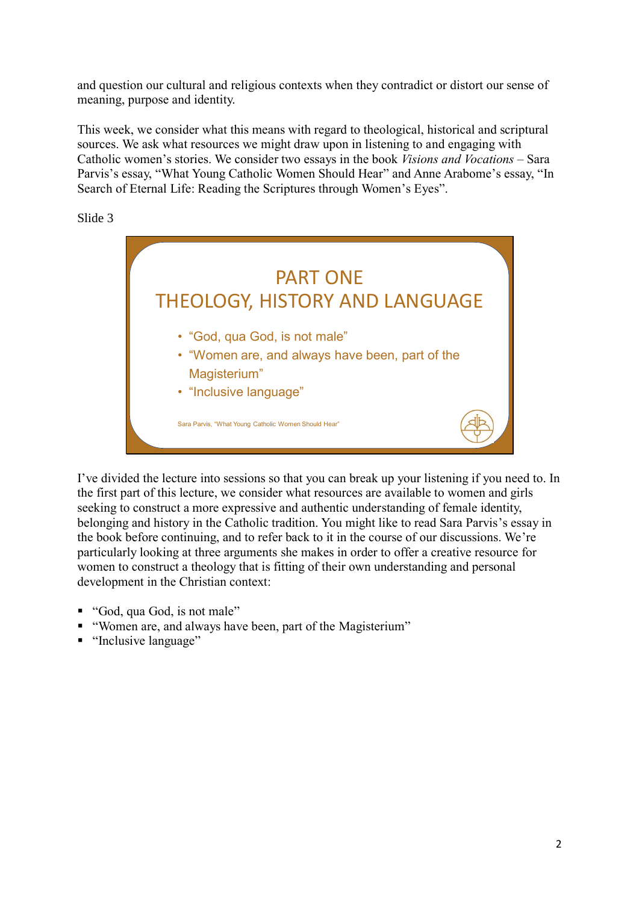and question our cultural and religious contexts when they contradict or distort our sense of meaning, purpose and identity.

This week, we consider what this means with regard to theological, historical and scriptural sources. We ask what resources we might draw upon in listening to and engaging with Catholic women's stories. We consider two essays in the book *Visions and Vocations* – Sara Parvis's essay, "What Young Catholic Women Should Hear" and Anne Arabome's essay, "In Search of Eternal Life: Reading the Scriptures through Women's Eyes".

Slide 3

## PART ONE
## THEOLOGY, HISTORY AND LANGUAGE

- "God, qua God, is not male"
- "Women are, and always have been, part of the Magisterium"
- "Inclusive language"

Sara Parvis, "What Young Catholic Women Should Hear"

I've divided the lecture into sessions so that you can break up your listening if you need to. In the first part of this lecture, we consider what resources are available to women and girls seeking to construct a more expressive and authentic understanding of female identity, belonging and history in the Catholic tradition. You might like to read Sara Parvis's essay in the book before continuing, and to refer back to it in the course of our discussions. We're particularly looking at three arguments she makes in order to offer a creative resource for women to construct a theology that is fitting of their own understanding and personal development in the Christian context:

- "God, qua God, is not male"
- "Women are, and always have been, part of the Magisterium"
- "Inclusive language"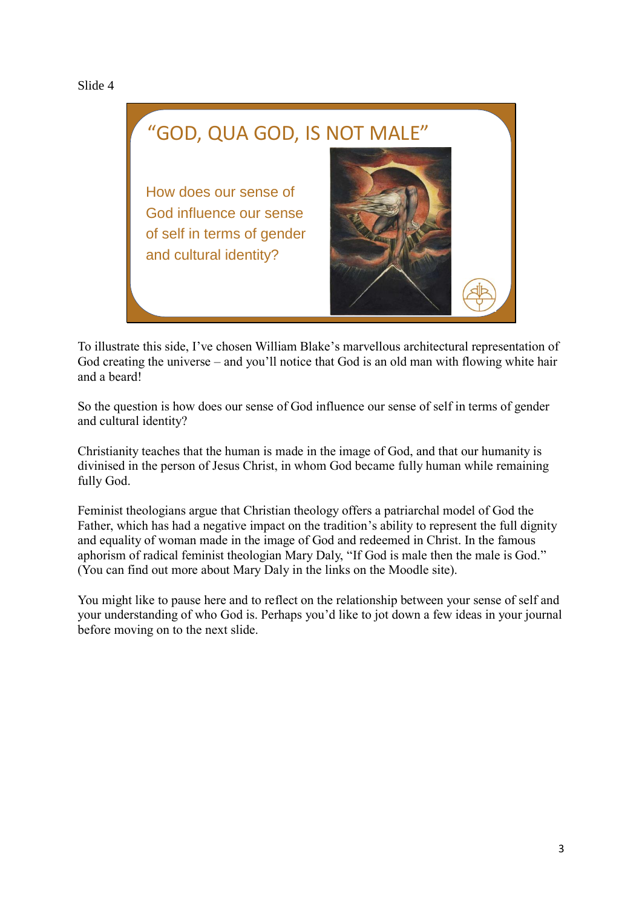Slide 4

“GOD, QUA GOD, IS NOT MALE”

How does our sense of God influence our sense of self in terms of gender and cultural identity?

To illustrate this side, I’ve chosen William Blake’s marvellous architectural representation of God creating the universe – and you’ll notice that God is an old man with flowing white hair and a beard!

So the question is how does our sense of God influence our sense of self in terms of gender and cultural identity?

Christianity teaches that the human is made in the image of God, and that our humanity is divinised in the person of Jesus Christ, in whom God became fully human while remaining fully God.

Feminist theologians argue that Christian theology offers a patriarchal model of God the Father, which has had a negative impact on the tradition’s ability to represent the full dignity and equality of woman made in the image of God and redeemed in Christ. In the famous aphorism of radical feminist theologian Mary Daly, “If God is male then the male is God.” (You can find out more about Mary Daly in the links on the Moodle site).

You might like to pause here and to reflect on the relationship between your sense of self and your understanding of who God is. Perhaps you’d like to jot down a few ideas in your journal before moving on to the next slide.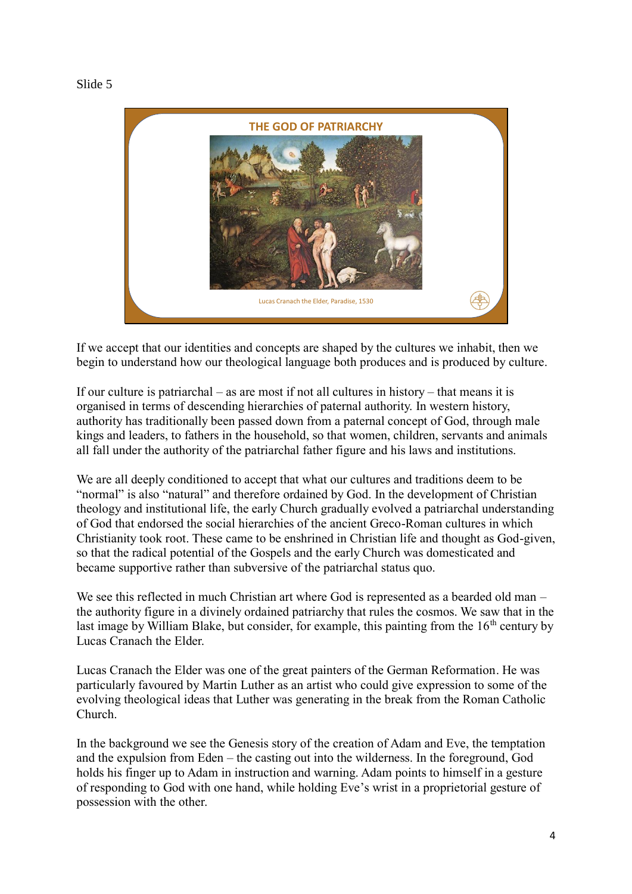Slide 5

THE GOD OF PATRIARCHY

Lucas Cranach the Elder, Paradise, 1530

If we accept that our identities and concepts are shaped by the cultures we inhabit, then we begin to understand how our theological language both produces and is produced by culture.

If our culture is patriarchal – as are most if not all cultures in history – that means it is organised in terms of descending hierarchies of paternal authority. In western history, authority has traditionally been passed down from a paternal concept of God, through male kings and leaders, to fathers in the household, so that women, children, servants and animals all fall under the authority of the patriarchal father figure and his laws and institutions.

We are all deeply conditioned to accept that what our cultures and traditions deem to be "normal" is also "natural" and therefore ordained by God. In the development of Christian theology and institutional life, the early Church gradually evolved a patriarchal understanding of God that endorsed the social hierarchies of the ancient Greco-Roman cultures in which Christianity took root. These came to be enshrined in Christian life and thought as God-given, so that the radical potential of the Gospels and the early Church was domesticated and became supportive rather than subversive of the patriarchal status quo.

We see this reflected in much Christian art where God is represented as a bearded old man – the authority figure in a divinely ordained patriarchy that rules the cosmos. We saw that in the last image by William Blake, but consider, for example, this painting from the 16th century by Lucas Cranach the Elder.

Lucas Cranach the Elder was one of the great painters of the German Reformation. He was particularly favoured by Martin Luther as an artist who could give expression to some of the evolving theological ideas that Luther was generating in the break from the Roman Catholic Church.

In the background we see the Genesis story of the creation of Adam and Eve, the temptation and the expulsion from Eden – the casting out into the wilderness. In the foreground, God holds his finger up to Adam in instruction and warning. Adam points to himself in a gesture of responding to God with one hand, while holding Eve's wrist in a proprietorial gesture of possession with the other.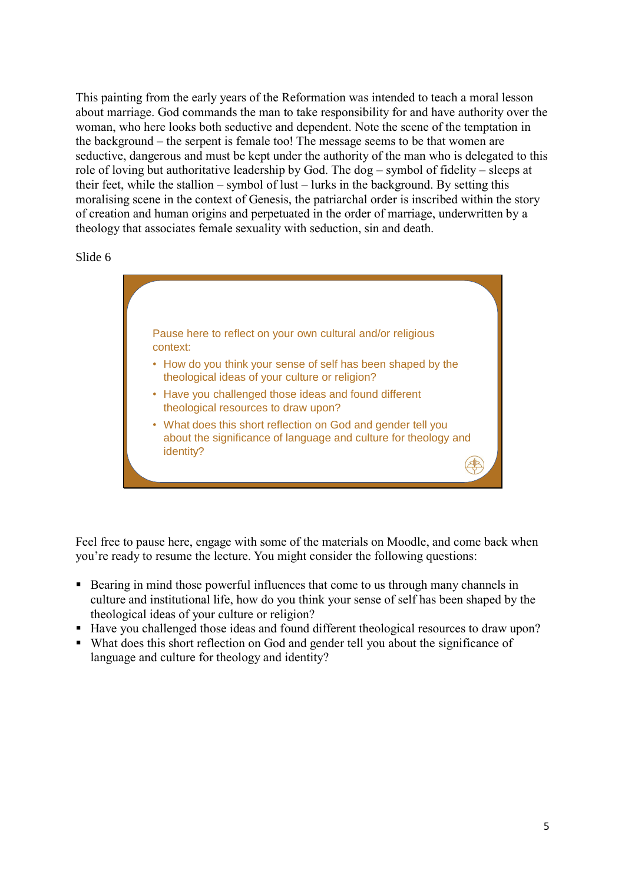This painting from the early years of the Reformation was intended to teach a moral lesson about marriage. God commands the man to take responsibility for and have authority over the woman, who here looks both seductive and dependent. Note the scene of the temptation in the background – the serpent is female too! The message seems to be that women are seductive, dangerous and must be kept under the authority of the man who is delegated to this role of loving but authoritative leadership by God. The dog – symbol of fidelity – sleeps at their feet, while the stallion – symbol of lust – lurks in the background. By setting this moralising scene in the context of Genesis, the patriarchal order is inscribed within the story of creation and human origins and perpetuated in the order of marriage, underwritten by a theology that associates female sexuality with seduction, sin and death.

Slide 6

Pause here to reflect on your own cultural and/or religious context:

- How do you think your sense of self has been shaped by the theological ideas of your culture or religion?
- Have you challenged those ideas and found different theological resources to draw upon?
- What does this short reflection on God and gender tell you about the significance of language and culture for theology and identity?

Feel free to pause here, engage with some of the materials on Moodle, and come back when you're ready to resume the lecture. You might consider the following questions:

- Bearing in mind those powerful influences that come to us through many channels in culture and institutional life, how do you think your sense of self has been shaped by the theological ideas of your culture or religion?
- Have you challenged those ideas and found different theological resources to draw upon?
- What does this short reflection on God and gender tell you about the significance of language and culture for theology and identity?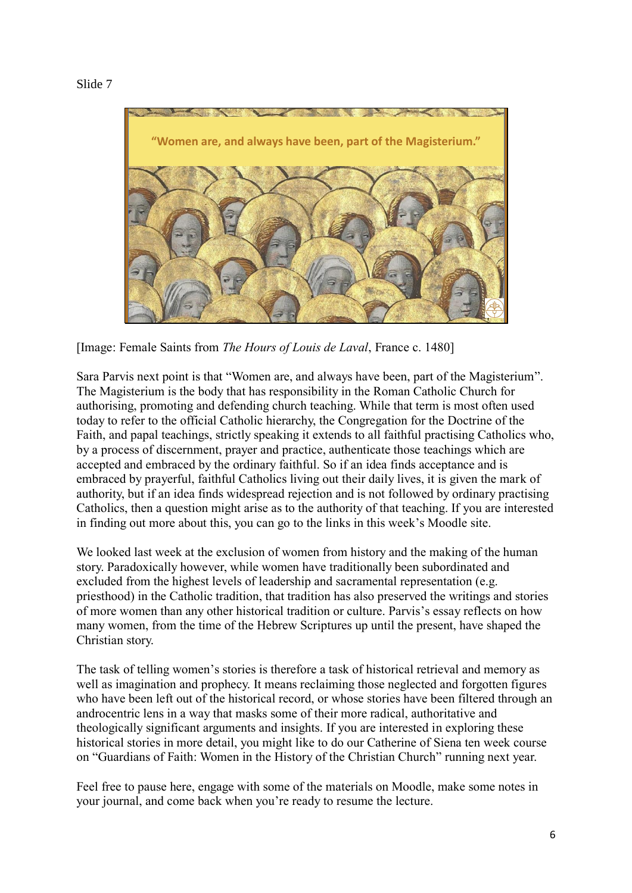Slide 7

"Women are, and always have been, part of the Magisterium."

[Image: Female Saints from *The Hours of Louis de Laval*, France c. 1480]

Sara Parvis next point is that "Women are, and always have been, part of the Magisterium". The Magisterium is the body that has responsibility in the Roman Catholic Church for authorising, promoting and defending church teaching. While that term is most often used today to refer to the official Catholic hierarchy, the Congregation for the Doctrine of the Faith, and papal teachings, strictly speaking it extends to all faithful practising Catholics who, by a process of discernment, prayer and practice, authenticate those teachings which are accepted and embraced by the ordinary faithful. So if an idea finds acceptance and is embraced by prayerful, faithful Catholics living out their daily lives, it is given the mark of authority, but if an idea finds widespread rejection and is not followed by ordinary practising Catholics, then a question might arise as to the authority of that teaching. If you are interested in finding out more about this, you can go to the links in this week's Moodle site.

We looked last week at the exclusion of women from history and the making of the human story. Paradoxically however, while women have traditionally been subordinated and excluded from the highest levels of leadership and sacramental representation (e.g. priesthood) in the Catholic tradition, that tradition has also preserved the writings and stories of more women than any other historical tradition or culture. Parvis's essay reflects on how many women, from the time of the Hebrew Scriptures up until the present, have shaped the Christian story.

The task of telling women's stories is therefore a task of historical retrieval and memory as well as imagination and prophecy. It means reclaiming those neglected and forgotten figures who have been left out of the historical record, or whose stories have been filtered through an androcentric lens in a way that masks some of their more radical, authoritative and theologically significant arguments and insights. If you are interested in exploring these historical stories in more detail, you might like to do our Catherine of Siena ten week course on "Guardians of Faith: Women in the History of the Christian Church" running next year.

Feel free to pause here, engage with some of the materials on Moodle, make some notes in your journal, and come back when you're ready to resume the lecture.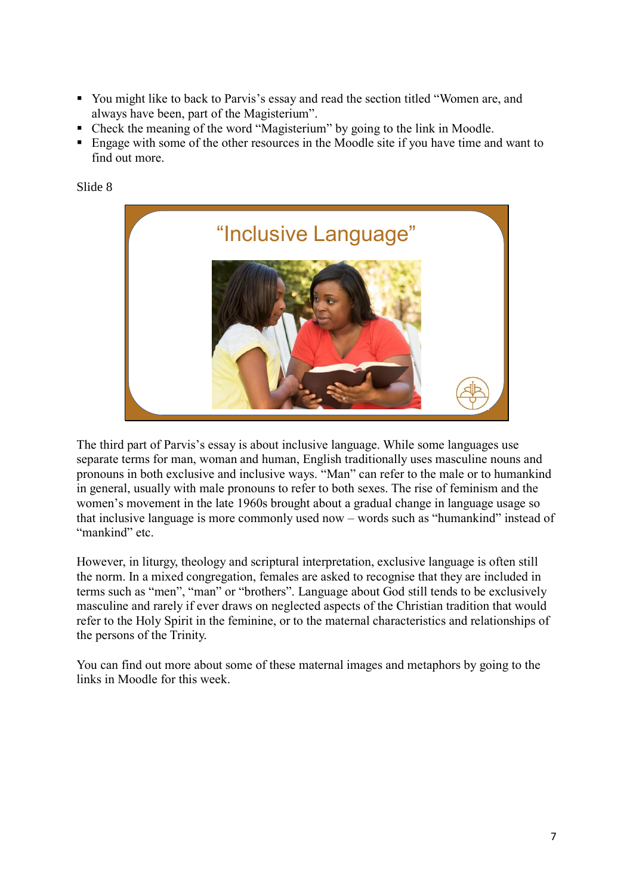- You might like to back to Parvis's essay and read the section titled "Women are, and always have been, part of the Magisterium".
- Check the meaning of the word "Magisterium" by going to the link in Moodle.
- Engage with some of the other resources in the Moodle site if you have time and want to find out more.

Slide 8

"Inclusive Language"

The third part of Parvis's essay is about inclusive language. While some languages use separate terms for man, woman and human, English traditionally uses masculine nouns and pronouns in both exclusive and inclusive ways. "Man" can refer to the male or to humankind in general, usually with male pronouns to refer to both sexes. The rise of feminism and the women's movement in the late 1960s brought about a gradual change in language usage so that inclusive language is more commonly used now – words such as "humankind" instead of "mankind" etc.

However, in liturgy, theology and scriptural interpretation, exclusive language is often still the norm. In a mixed congregation, females are asked to recognise that they are included in terms such as "men", "man" or "brothers". Language about God still tends to be exclusively masculine and rarely if ever draws on neglected aspects of the Christian tradition that would refer to the Holy Spirit in the feminine, or to the maternal characteristics and relationships of the persons of the Trinity.

You can find out more about some of these maternal images and metaphors by going to the links in Moodle for this week.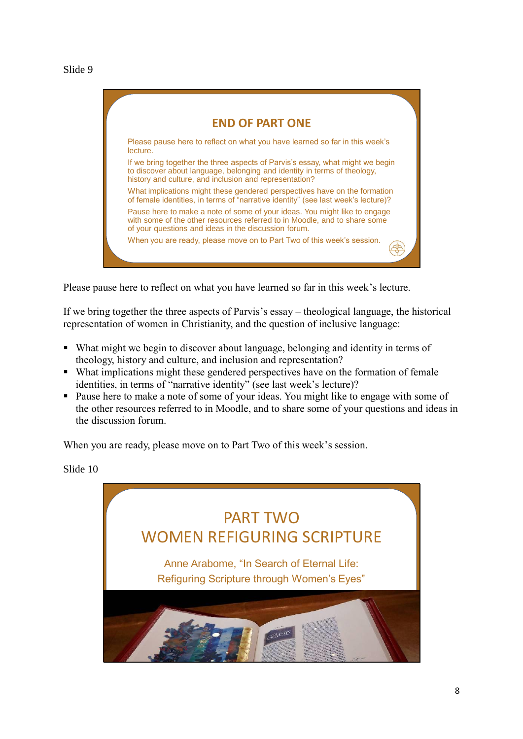Slide 9

END OF PART ONE

Please pause here to reflect on what you have learned so far in this week's lecture.

If we bring together the three aspects of Parvis's essay, what might we begin to discover about language, belonging and identity in terms of theology, history and culture, and inclusion and representation?

What implications might these gendered perspectives have on the formation of female identities, in terms of "narrative identity" (see last week's lecture)?

Pause here to make a note of some of your ideas. You might like to engage with some of the other resources referred to in Moodle, and to share some of your questions and ideas in the discussion forum.

When you are ready, please move on to Part Two of this week's session.

Please pause here to reflect on what you have learned so far in this week's lecture.

If we bring together the three aspects of Parvis's essay – theological language, the historical representation of women in Christianity, and the question of inclusive language:

- What might we begin to discover about language, belonging and identity in terms of theology, history and culture, and inclusion and representation?
- What implications might these gendered perspectives have on the formation of female identities, in terms of "narrative identity" (see last week's lecture)?
- Pause here to make a note of some of your ideas. You might like to engage with some of the other resources referred to in Moodle, and to share some of your questions and ideas in the discussion forum.

When you are ready, please move on to Part Two of this week's session.

Slide 10

PART TWO
WOMEN REFIGURING SCRIPTURE

Anne Arabome, "In Search of Eternal Life: Refiguring Scripture through Women's Eyes"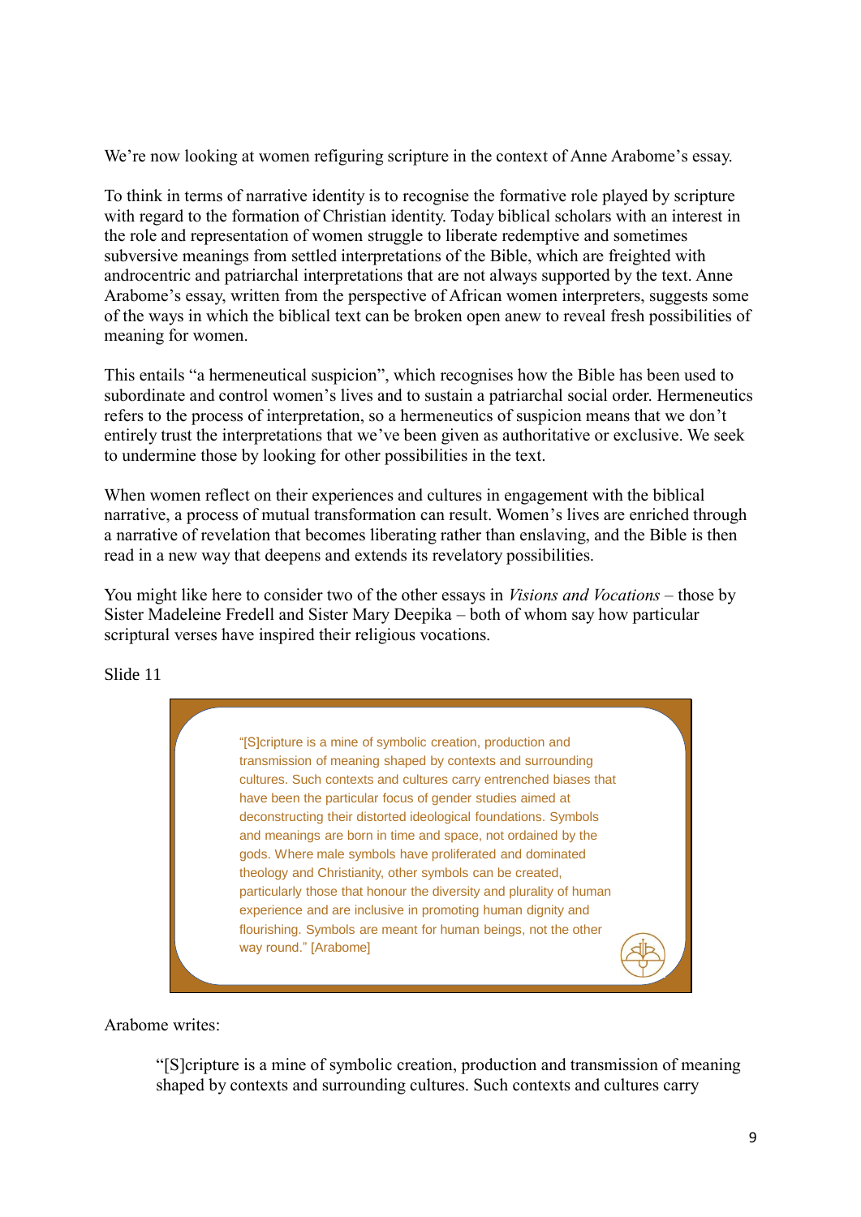We're now looking at women refiguring scripture in the context of Anne Arabome's essay.

To think in terms of narrative identity is to recognise the formative role played by scripture with regard to the formation of Christian identity. Today biblical scholars with an interest in the role and representation of women struggle to liberate redemptive and sometimes subversive meanings from settled interpretations of the Bible, which are freighted with androcentric and patriarchal interpretations that are not always supported by the text. Anne Arabome's essay, written from the perspective of African women interpreters, suggests some of the ways in which the biblical text can be broken open anew to reveal fresh possibilities of meaning for women.

This entails "a hermeneutical suspicion", which recognises how the Bible has been used to subordinate and control women's lives and to sustain a patriarchal social order. Hermeneutics refers to the process of interpretation, so a hermeneutics of suspicion means that we don't entirely trust the interpretations that we've been given as authoritative or exclusive. We seek to undermine those by looking for other possibilities in the text.

When women reflect on their experiences and cultures in engagement with the biblical narrative, a process of mutual transformation can result. Women's lives are enriched through a narrative of revelation that becomes liberating rather than enslaving, and the Bible is then read in a new way that deepens and extends its revelatory possibilities.

You might like here to consider two of the other essays in *Visions and Vocations* – those by Sister Madeleine Fredell and Sister Mary Deepika – both of whom say how particular scriptural verses have inspired their religious vocations.

Slide 11

> "[S]cripture is a mine of symbolic creation, production and transmission of meaning shaped by contexts and surrounding cultures. Such contexts and cultures carry entrenched biases that have been the particular focus of gender studies aimed at deconstructing their distorted ideological foundations. Symbols and meanings are born in time and space, not ordained by the gods. Where male symbols have proliferated and dominated theology and Christianity, other symbols can be created, particularly those that honour the diversity and plurality of human experience and are inclusive in promoting human dignity and flourishing. Symbols are meant for human beings, not the other way round." [Arabome]

Arabome writes:

> "[S]cripture is a mine of symbolic creation, production and transmission of meaning shaped by contexts and surrounding cultures. Such contexts and cultures carry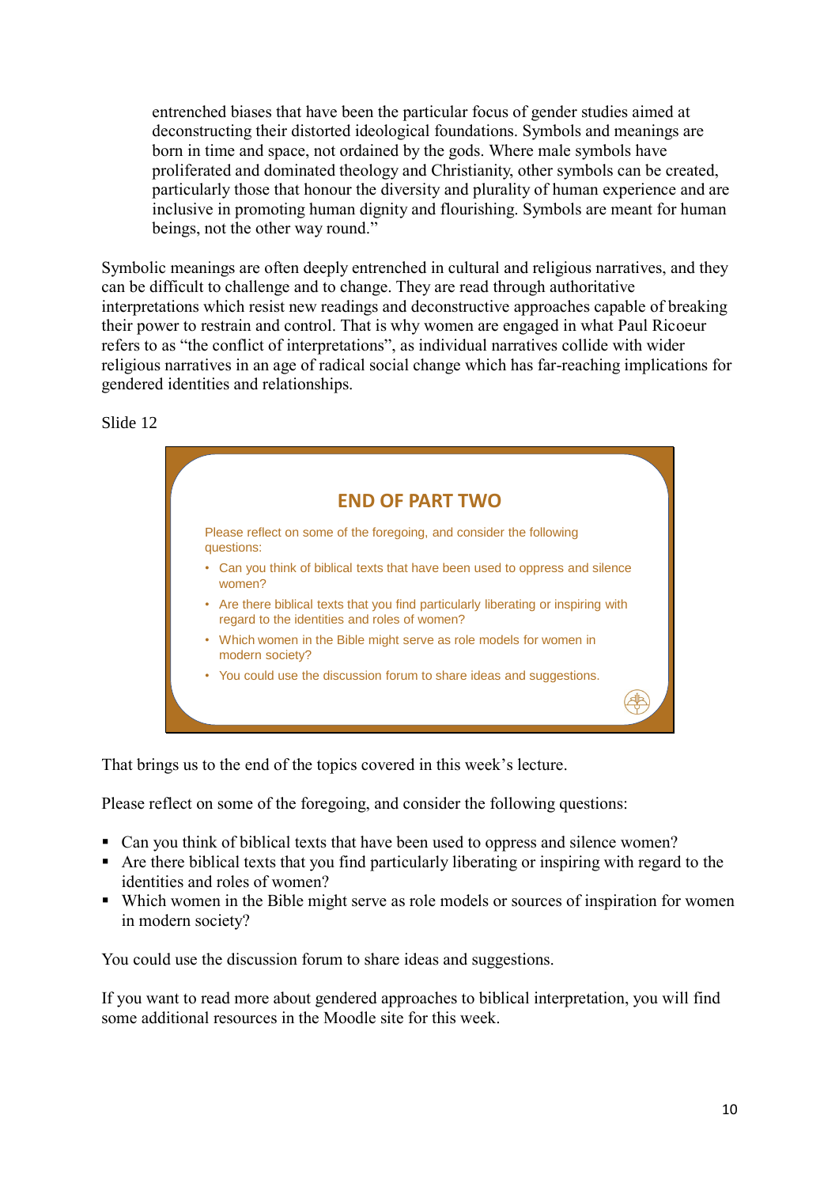> entrenched biases that have been the particular focus of gender studies aimed at deconstructing their distorted ideological foundations. Symbols and meanings are born in time and space, not ordained by the gods. Where male symbols have proliferated and dominated theology and Christianity, other symbols can be created, particularly those that honour the diversity and plurality of human experience and are inclusive in promoting human dignity and flourishing. Symbols are meant for human beings, not the other way round."

Symbolic meanings are often deeply entrenched in cultural and religious narratives, and they can be difficult to challenge and to change. They are read through authoritative interpretations which resist new readings and deconstructive approaches capable of breaking their power to restrain and control. That is why women are engaged in what Paul Ricoeur refers to as "the conflict of interpretations", as individual narratives collide with wider religious narratives in an age of radical social change which has far-reaching implications for gendered identities and relationships.

Slide 12

**END OF PART TWO**

Please reflect on some of the foregoing, and consider the following questions:

- Can you think of biblical texts that have been used to oppress and silence women?
- Are there biblical texts that you find particularly liberating or inspiring with regard to the identities and roles of women?
- Which women in the Bible might serve as role models for women in modern society?
- You could use the discussion forum to share ideas and suggestions.

That brings us to the end of the topics covered in this week's lecture.

Please reflect on some of the foregoing, and consider the following questions:

- Can you think of biblical texts that have been used to oppress and silence women?
- Are there biblical texts that you find particularly liberating or inspiring with regard to the identities and roles of women?
- Which women in the Bible might serve as role models or sources of inspiration for women in modern society?

You could use the discussion forum to share ideas and suggestions.

If you want to read more about gendered approaches to biblical interpretation, you will find some additional resources in the Moodle site for this week.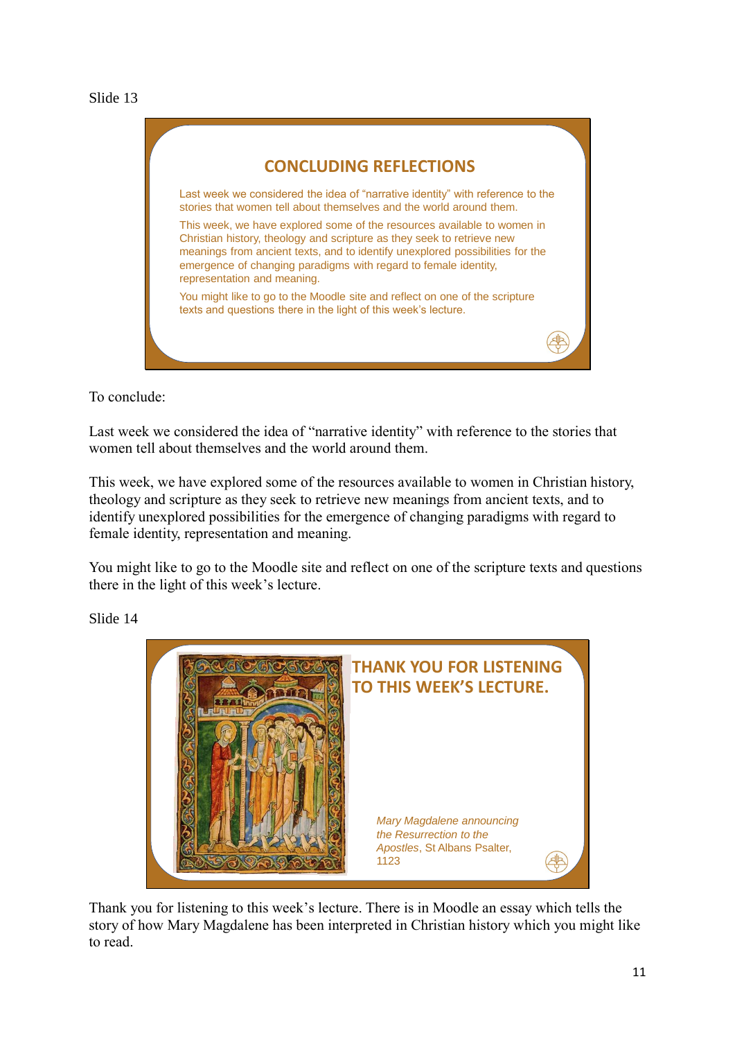Slide 13

## CONCLUDING REFLECTIONS

Last week we considered the idea of "narrative identity" with reference to the stories that women tell about themselves and the world around them.

This week, we have explored some of the resources available to women in Christian history, theology and scripture as they seek to retrieve new meanings from ancient texts, and to identify unexplored possibilities for the emergence of changing paradigms with regard to female identity, representation and meaning.

You might like to go to the Moodle site and reflect on one of the scripture texts and questions there in the light of this week's lecture.

To conclude:

Last week we considered the idea of "narrative identity" with reference to the stories that women tell about themselves and the world around them.

This week, we have explored some of the resources available to women in Christian history, theology and scripture as they seek to retrieve new meanings from ancient texts, and to identify unexplored possibilities for the emergence of changing paradigms with regard to female identity, representation and meaning.

You might like to go to the Moodle site and reflect on one of the scripture texts and questions there in the light of this week's lecture.

Slide 14

## THANK YOU FOR LISTENING TO THIS WEEK'S LECTURE.

*Mary Magdalene announcing the Resurrection to the Apostles*, St Albans Psalter, 1123

Thank you for listening to this week's lecture. There is in Moodle an essay which tells the story of how Mary Magdalene has been interpreted in Christian history which you might like to read.